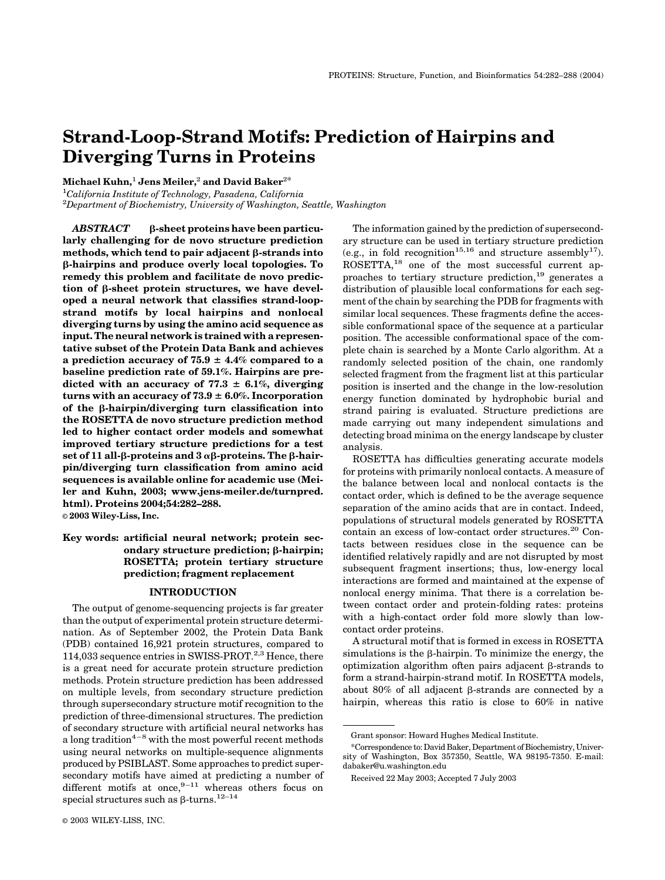# Strand-Loop-Strand Motifs: Prediction of Hairpins and Diverging Turns in Proteins

**Michael Kuhn,[1] Jens Meiler,[2] and David Baker[2]***

[1]*California Institute of Technology, Pasadena, California*
[2]*Department of Biochemistry, University of Washington, Seattle, Washington*

***ABSTRACT*** **β-sheet proteins have been particularly challenging for de novo structure prediction methods, which tend to pair adjacent β-strands into β-hairpins and produce overly local topologies. To remedy this problem and facilitate de novo prediction of β-sheet protein structures, we have developed a neural network that classifies strand-loop-strand motifs by local hairpins and nonlocal diverging turns by using the amino acid sequence as input. The neural network is trained with a representative subset of the Protein Data Bank and achieves a prediction accuracy of 75.9 ± 4.4% compared to a baseline prediction rate of 59.1%. Hairpins are predicted with an accuracy of 77.3 ± 6.1%, diverging turns with an accuracy of 73.9 ± 6.0%. Incorporation of the β-hairpin/diverging turn classification into the ROSETTA de novo structure prediction method led to higher contact order models and somewhat improved tertiary structure predictions for a test set of 11 all-β-proteins and 3 αβ-proteins. The β-hairpin/diverging turn classification from amino acid sequences is available online for academic use (Meiler and Kuhn, 2003; www.jens-meiler.de/turnpred.html). Proteins 2004;54:282–288.**
**© 2003 Wiley-Liss, Inc.**

**Key words: artificial neural network; protein secondary structure prediction; β-hairpin; ROSETTA; protein tertiary structure prediction; fragment replacement**

## INTRODUCTION

The output of genome-sequencing projects is far greater than the output of experimental protein structure determination. As of September 2002, the Protein Data Bank (PDB) contained 16,921 protein structures, compared to 114,033 sequence entries in SWISS-PROT.[2,3] Hence, there is a great need for accurate protein structure prediction methods. Protein structure prediction has been addressed on multiple levels, from secondary structure prediction through supersecondary structure motif recognition to the prediction of three-dimensional structures. The prediction of secondary structure with artificial neural networks has a long tradition[4–8] with the most powerful recent methods using neural networks on multiple-sequence alignments produced by PSIBLAST. Some approaches to predict supersecondary motifs have aimed at predicting a number of different motifs at once,[9–11] whereas others focus on special structures such as β-turns.[12–14]

The information gained by the prediction of supersecondary structure can be used in tertiary structure prediction (e.g., in fold recognition[15,16] and structure assembly[17]). ROSETTA,[18] one of the most successful current approaches to tertiary structure prediction,[19] generates a distribution of plausible local conformations for each segment of the chain by searching the PDB for fragments with similar local sequences. These fragments define the accessible conformational space of the sequence at a particular position. The accessible conformational space of the complete chain is searched by a Monte Carlo algorithm. At a randomly selected position of the chain, one randomly selected fragment from the fragment list at this particular position is inserted and the change in the low-resolution energy function dominated by hydrophobic burial and strand pairing is evaluated. Structure predictions are made carrying out many independent simulations and detecting broad minima on the energy landscape by cluster analysis.

ROSETTA has difficulties generating accurate models for proteins with primarily nonlocal contacts. A measure of the balance between local and nonlocal contacts is the contact order, which is defined to be the average sequence separation of the amino acids that are in contact. Indeed, populations of structural models generated by ROSETTA contain an excess of low-contact order structures.[20] Contacts between residues close in the sequence can be identified relatively rapidly and are not disrupted by most subsequent fragment insertions; thus, low-energy local interactions are formed and maintained at the expense of nonlocal energy minima. That there is a correlation between contact order and protein-folding rates: proteins with a high-contact order fold more slowly than low-contact order proteins.

A structural motif that is formed in excess in ROSETTA simulations is the β-hairpin. To minimize the energy, the optimization algorithm often pairs adjacent β-strands to form a strand-hairpin-strand motif. In ROSETTA models, about 80% of all adjacent β-strands are connected by a hairpin, whereas this ratio is close to 60% in native

---

Grant sponsor: Howard Hughes Medical Institute.

*Correspondence to: David Baker, Department of Biochemistry, University of Washington, Box 357350, Seattle, WA 98195-7350. E-mail: dabaker@u.washington.edu

Received 22 May 2003; Accepted 7 July 2003

© 2003 WILEY-LISS, INC.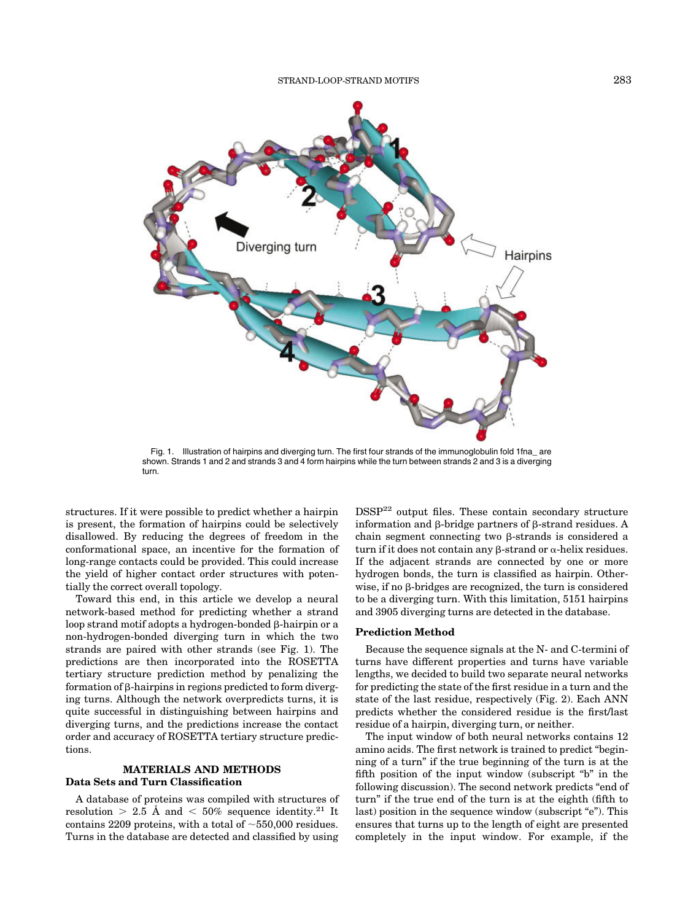Fig. 1. Illustration of hairpins and diverging turn. The first four strands of the immunoglobulin fold 1fna_ are shown. Strands 1 and 2 and strands 3 and 4 form hairpins while the turn between strands 2 and 3 is a diverging turn.

structures. If it were possible to predict whether a hairpin is present, the formation of hairpins could be selectively disallowed. By reducing the degrees of freedom in the conformational space, an incentive for the formation of long-range contacts could be provided. This could increase the yield of higher contact order structures with potentially the correct overall topology.

Toward this end, in this article we develop a neural network-based method for predicting whether a strand loop strand motif adopts a hydrogen-bonded β-hairpin or a non-hydrogen-bonded diverging turn in which the two strands are paired with other strands (see Fig. 1). The predictions are then incorporated into the ROSETTA tertiary structure prediction method by penalizing the formation of β-hairpins in regions predicted to form diverging turns. Although the network overpredicts turns, it is quite successful in distinguishing between hairpins and diverging turns, and the predictions increase the contact order and accuracy of ROSETTA tertiary structure predictions.

## MATERIALS AND METHODS

### Data Sets and Turn Classification

A database of proteins was compiled with structures of resolution > 2.5 Å and < 50% sequence identity.[21] It contains 2209 proteins, with a total of ~550,000 residues. Turns in the database are detected and classified by using DSSP[22] output files. These contain secondary structure information and β-bridge partners of β-strand residues. A chain segment connecting two β-strands is considered a turn if it does not contain any β-strand or α-helix residues. If the adjacent strands are connected by one or more hydrogen bonds, the turn is classified as hairpin. Otherwise, if no β-bridges are recognized, the turn is considered to be a diverging turn. With this limitation, 5151 hairpins and 3905 diverging turns are detected in the database.

### Prediction Method

Because the sequence signals at the N- and C-termini of turns have different properties and turns have variable lengths, we decided to build two separate neural networks for predicting the state of the first residue in a turn and the state of the last residue, respectively (Fig. 2). Each ANN predicts whether the considered residue is the first/last residue of a hairpin, diverging turn, or neither.

The input window of both neural networks contains 12 amino acids. The first network is trained to predict "beginning of a turn" if the true beginning of the turn is at the fifth position of the input window (subscript "b" in the following discussion). The second network predicts "end of turn" if the true end of the turn is at the eighth (fifth to last) position in the sequence window (subscript "e"). This ensures that turns up to the length of eight are presented completely in the input window. For example, if the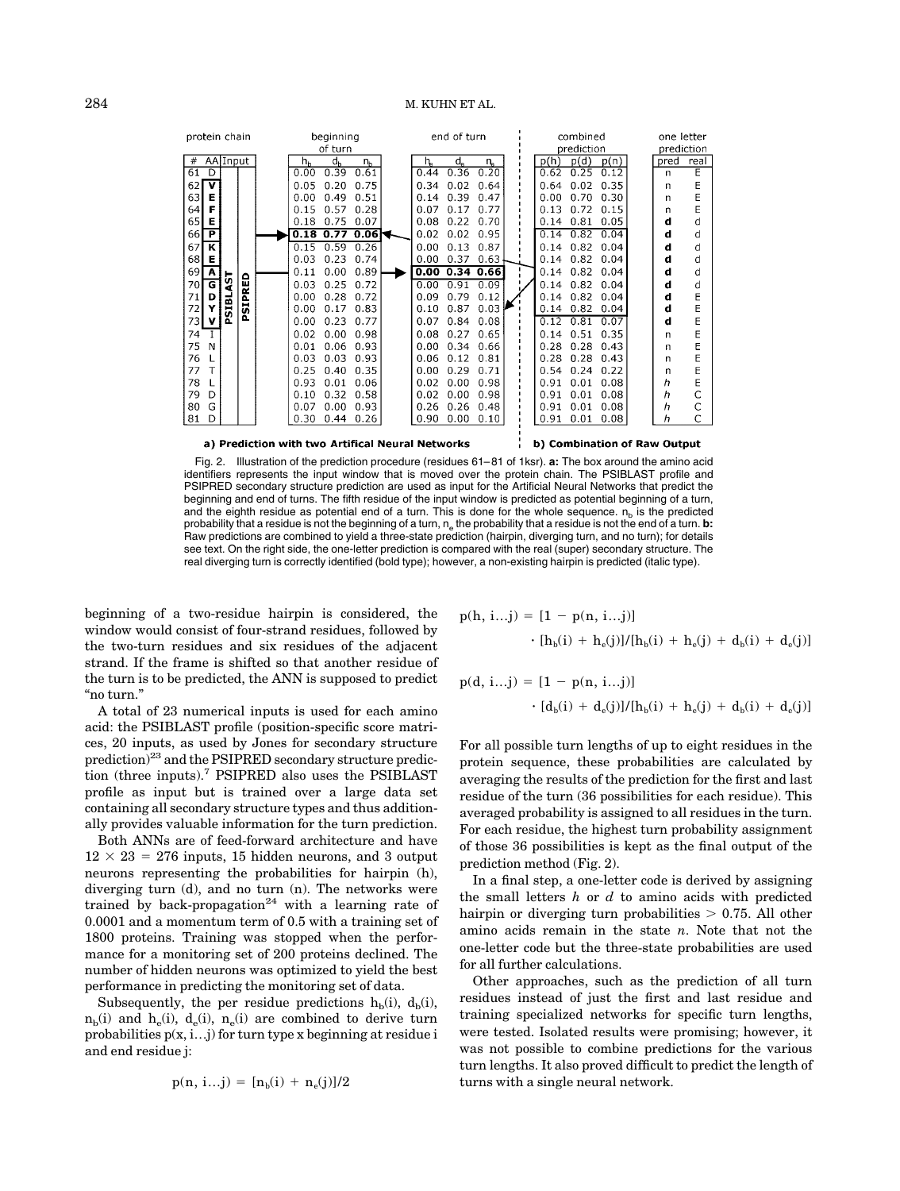| # | AA | $h_b$ | $d_b$ | $n_b$ | $h_e$ | $d_e$ | $n_e$ | p(h) | p(d) | p(n) | pred | real |
|---|---|---|---|---|---|---|---|---|---|---|---|---|
| 61 | D | 0.00 | 0.39 | 0.61 | 0.44 | 0.36 | 0.20 | 0.62 | 0.25 | 0.12 | n | E |
| 62 | V | 0.05 | 0.20 | 0.75 | 0.34 | 0.02 | 0.64 | 0.64 | 0.02 | 0.35 | n | E |
| 63 | E | 0.00 | 0.49 | 0.51 | 0.14 | 0.39 | 0.47 | 0.00 | 0.70 | 0.30 | n | E |
| 64 | F | 0.15 | 0.57 | 0.28 | 0.07 | 0.17 | 0.77 | 0.13 | 0.72 | 0.15 | n | E |
| 65 | E | 0.18 | 0.75 | 0.07 | 0.08 | 0.22 | 0.70 | 0.14 | 0.81 | 0.05 | **d** | d |
| 66 | P | **0.18** | **0.77** | **0.06** | 0.02 | 0.02 | 0.95 | 0.14 | 0.82 | 0.04 | **d** | d |
| 67 | K | 0.15 | 0.59 | 0.26 | 0.00 | 0.13 | 0.87 | 0.14 | 0.82 | 0.04 | **d** | d |
| 68 | E | 0.03 | 0.23 | 0.74 | 0.00 | 0.37 | 0.63 | 0.14 | 0.82 | 0.04 | **d** | d |
| 69 | A | 0.11 | 0.00 | 0.89 | **0.00** | **0.34** | **0.66** | 0.14 | 0.82 | 0.04 | **d** | d |
| 70 | G | 0.03 | 0.25 | 0.72 | 0.00 | 0.91 | 0.09 | 0.14 | 0.82 | 0.04 | **d** | d |
| 71 | D | 0.00 | 0.28 | 0.72 | 0.09 | 0.79 | 0.12 | 0.14 | 0.82 | 0.04 | **d** | E |
| 72 | Y | 0.00 | 0.17 | 0.83 | 0.10 | 0.87 | 0.03 | 0.14 | 0.82 | 0.04 | **d** | E |
| 73 | V | 0.00 | 0.23 | 0.77 | 0.07 | 0.84 | 0.08 | 0.12 | 0.81 | 0.07 | **d** | E |
| 74 | I | 0.02 | 0.00 | 0.98 | 0.08 | 0.27 | 0.65 | 0.14 | 0.51 | 0.35 | n | E |
| 75 | N | 0.01 | 0.06 | 0.93 | 0.00 | 0.34 | 0.66 | 0.28 | 0.28 | 0.43 | n | E |
| 76 | L | 0.03 | 0.03 | 0.93 | 0.06 | 0.12 | 0.81 | 0.28 | 0.28 | 0.43 | n | E |
| 77 | T | 0.25 | 0.40 | 0.35 | 0.00 | 0.29 | 0.71 | 0.54 | 0.24 | 0.22 | n | E |
| 78 | L | 0.93 | 0.01 | 0.06 | 0.02 | 0.00 | 0.98 | 0.91 | 0.01 | 0.08 | *h* | E |
| 79 | D | 0.10 | 0.32 | 0.58 | 0.02 | 0.00 | 0.98 | 0.91 | 0.01 | 0.08 | *h* | C |
| 80 | G | 0.07 | 0.00 | 0.93 | 0.26 | 0.26 | 0.48 | 0.91 | 0.01 | 0.08 | *h* | C |
| 81 | D | 0.30 | 0.44 | 0.26 | 0.90 | 0.00 | 0.10 | 0.91 | 0.01 | 0.08 | *h* | C |

**a) Prediction with two Artifical Neural Networks** | **b) Combination of Raw Output**

Fig. 2. Illustration of the prediction procedure (residues 61–81 of 1ksr). **a:** The box around the amino acid identifiers represents the input window that is moved over the protein chain. The PSIBLAST profile and PSIPRED secondary structure prediction are used as input for the Artificial Neural Networks that predict the beginning and end of turns. The fifth residue of the input window is predicted as potential beginning of a turn, and the eighth residue as potential end of a turn. This is done for the whole sequence. $n_b$ is the predicted probability that a residue is not the beginning of a turn, $n_e$ the probability that a residue is not the end of a turn. **b:** Raw predictions are combined to yield a three-state prediction (hairpin, diverging turn, and no turn); for details see text. On the right side, the one-letter prediction is compared with the real (super) secondary structure. The real diverging turn is correctly identified (bold type); however, a non-existing hairpin is predicted (italic type).

beginning of a two-residue hairpin is considered, the window would consist of four-strand residues, followed by the two-turn residues and six residues of the adjacent strand. If the frame is shifted so that another residue of the turn is to be predicted, the ANN is supposed to predict "no turn."

A total of 23 numerical inputs is used for each amino acid: the PSIBLAST profile (position-specific score matrices, 20 inputs, as used by Jones for secondary structure prediction)[23] and the PSIPRED secondary structure prediction (three inputs).[7] PSIPRED also uses the PSIBLAST profile as input but is trained over a large data set containing all secondary structure types and thus additionally provides valuable information for the turn prediction.

Both ANNs are of feed-forward architecture and have $12 \times 23 = 276$ inputs, 15 hidden neurons, and 3 output neurons representing the probabilities for hairpin (h), diverging turn (d), and no turn (n). The networks were trained by back-propagation[24] with a learning rate of 0.0001 and a momentum term of 0.5 with a training set of 1800 proteins. Training was stopped when the performance for a monitoring set of 200 proteins declined. The number of hidden neurons was optimized to yield the best performance in predicting the monitoring set of data.

Subsequently, the per residue predictions $h_b(i)$, $d_b(i)$, $n_b(i)$ and $h_e(i)$, $d_e(i)$, $n_e(i)$ are combined to derive turn probabilities $p(x, i\ldots j)$ for turn type x beginning at residue i and end residue j:

$$p(n, i\ldots j) = [n_b(i) + n_e(j)]/2$$

$$p(h, i\ldots j) = [1 - p(n, i\ldots j)] \cdot [h_b(i) + h_e(j)]/[h_b(i) + h_e(j) + d_b(i) + d_e(j)]$$

$$p(d, i\ldots j) = [1 - p(n, i\ldots j)] \cdot [d_b(i) + d_e(j)]/[h_b(i) + h_e(j) + d_b(i) + d_e(j)]$$

For all possible turn lengths of up to eight residues in the protein sequence, these probabilities are calculated by averaging the results of the prediction for the first and last residue of the turn (36 possibilities for each residue). This averaged probability is assigned to all residues in the turn. For each residue, the highest turn probability assignment of those 36 possibilities is kept as the final output of the prediction method (Fig. 2).

In a final step, a one-letter code is derived by assigning the small letters *h* or *d* to amino acids with predicted hairpin or diverging turn probabilities $> 0.75$. All other amino acids remain in the state *n*. Note that not the one-letter code but the three-state probabilities are used for all further calculations.

Other approaches, such as the prediction of all turn residues instead of just the first and last residue and training specialized networks for specific turn lengths, were tested. Isolated results were promising; however, it was not possible to combine predictions for the various turn lengths. It also proved difficult to predict the length of turns with a single neural network.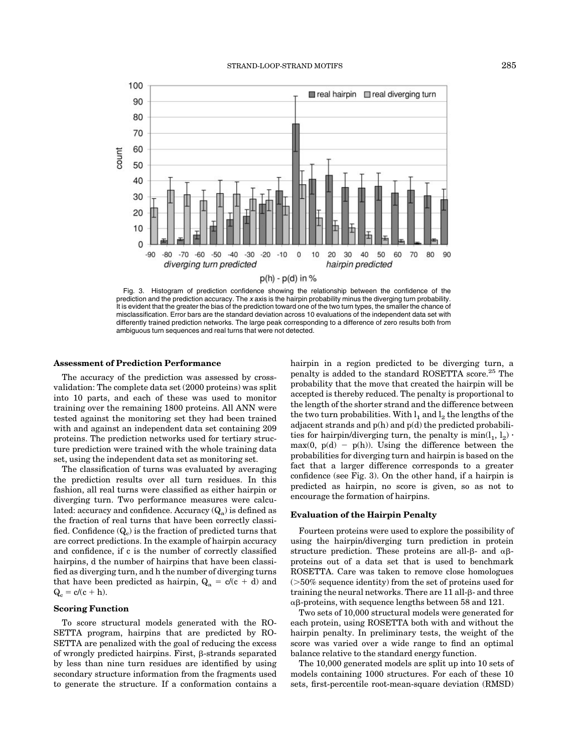Fig. 3. Histogram of prediction confidence showing the relationship between the confidence of the prediction and the prediction accuracy. The *x* axis is the hairpin probability minus the diverging turn probability. It is evident that the greater the bias of the prediction toward one of the two turn types, the smaller the chance of misclassification. Error bars are the standard deviation across 10 evaluations of the independent data set with differently trained prediction networks. The large peak corresponding to a difference of zero results both from ambiguous turn sequences and real turns that were not detected.

### Assessment of Prediction Performance

The accuracy of the prediction was assessed by cross-validation: The complete data set (2000 proteins) was split into 10 parts, and each of these was used to monitor training over the remaining 1800 proteins. All ANN were tested against the monitoring set they had been trained with and against an independent data set containing 209 proteins. The prediction networks used for tertiary structure prediction were trained with the whole training data set, using the independent data set as monitoring set.

The classification of turns was evaluated by averaging the prediction results over all turn residues. In this fashion, all real turns were classified as either hairpin or diverging turn. Two performance measures were calculated: accuracy and confidence. Accuracy ($Q_a$) is defined as the fraction of real turns that have been correctly classified. Confidence ($Q_c$) is the fraction of predicted turns that are correct predictions. In the example of hairpin accuracy and confidence, if c is the number of correctly classified hairpins, d the number of hairpins that have been classified as diverging turn, and h the number of diverging turns that have been predicted as hairpin, $Q_a = c/(c + d)$ and $Q_c = c/(c + h)$.

### Scoring Function

To score structural models generated with the ROSETTA program, hairpins that are predicted by ROSETTA are penalized with the goal of reducing the excess of wrongly predicted hairpins. First, β-strands separated by less than nine turn residues are identified by using secondary structure information from the fragments used to generate the structure. If a conformation contains a hairpin in a region predicted to be diverging turn, a penalty is added to the standard ROSETTA score.[25] The probability that the move that created the hairpin will be accepted is thereby reduced. The penalty is proportional to the length of the shorter strand and the difference between the two turn probabilities. With $l_1$ and $l_2$ the lengths of the adjacent strands and p(h) and p(d) the predicted probabilities for hairpin/diverging turn, the penalty is $\min(l_1, l_2) \cdot \max(0, p(d) - p(h))$. Using the difference between the probabilities for diverging turn and hairpin is based on the fact that a larger difference corresponds to a greater confidence (see Fig. 3). On the other hand, if a hairpin is predicted as hairpin, no score is given, so as not to encourage the formation of hairpins.

### Evaluation of the Hairpin Penalty

Fourteen proteins were used to explore the possibility of using the hairpin/diverging turn prediction in protein structure prediction. These proteins are all-β- and αβ-proteins out of a data set that is used to benchmark ROSETTA. Care was taken to remove close homologues (>50% sequence identity) from the set of proteins used for training the neural networks. There are 11 all-β- and three αβ-proteins, with sequence lengths between 58 and 121.

Two sets of 10,000 structural models were generated for each protein, using ROSETTA both with and without the hairpin penalty. In preliminary tests, the weight of the score was varied over a wide range to find an optimal balance relative to the standard energy function.

The 10,000 generated models are split up into 10 sets of models containing 1000 structures. For each of these 10 sets, first-percentile root-mean-square deviation (RMSD)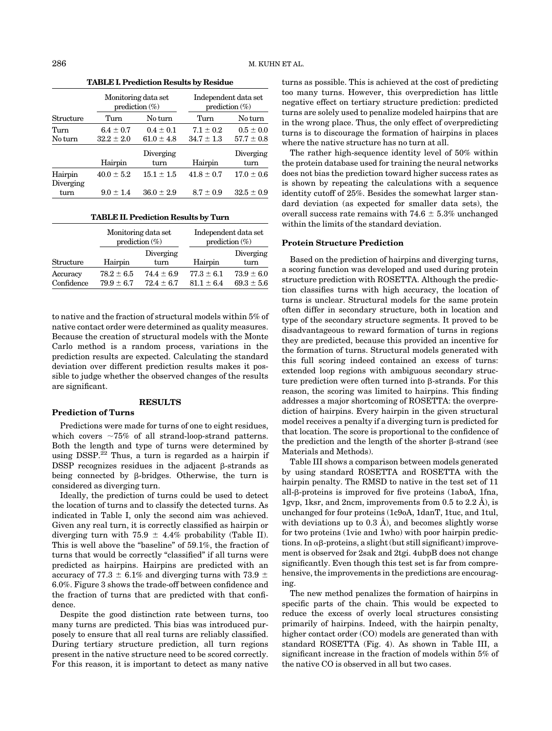**TABLE I. Prediction Results by Residue**

| Structure | Monitoring data set prediction (%) | | Independent data set prediction (%) | |
|---|---|---|---|---|
| | Turn | No turn | Turn | No turn |
| Turn | 6.4 ± 0.7 | 0.4 ± 0.1 | 7.1 ± 0.2 | 0.5 ± 0.0 |
| No turn | 32.2 ± 2.0 | 61.0 ± 4.8 | 34.7 ± 1.3 | 57.7 ± 0.8 |
| | Hairpin | Diverging turn | Hairpin | Diverging turn |
| Hairpin | 40.0 ± 5.2 | 15.1 ± 1.5 | 41.8 ± 0.7 | 17.0 ± 0.6 |
| Diverging turn | 9.0 ± 1.4 | 36.0 ± 2.9 | 8.7 ± 0.9 | 32.5 ± 0.9 |

**TABLE II. Prediction Results by Turn**

| Structure | Monitoring data set prediction (%) | | Independent data set prediction (%) | |
|---|---|---|---|---|
| | Hairpin | Diverging turn | Hairpin | Diverging turn |
| Accuracy | 78.2 ± 6.5 | 74.4 ± 6.9 | 77.3 ± 6.1 | 73.9 ± 6.0 |
| Confidence | 79.9 ± 6.7 | 72.4 ± 6.7 | 81.1 ± 6.4 | 69.3 ± 5.6 |

to native and the fraction of structural models within 5% of native contact order were determined as quality measures. Because the creation of structural models with the Monte Carlo method is a random process, variations in the prediction results are expected. Calculating the standard deviation over different prediction results makes it possible to judge whether the observed changes of the results are significant.

## RESULTS

### Prediction of Turns

Predictions were made for turns of one to eight residues, which covers ~75% of all strand-loop-strand patterns. Both the length and type of turns were determined by using DSSP.[22] Thus, a turn is regarded as a hairpin if DSSP recognizes residues in the adjacent β-strands as being connected by β-bridges. Otherwise, the turn is considered as diverging turn.

Ideally, the prediction of turns could be used to detect the location of turns and to classify the detected turns. As indicated in Table I, only the second aim was achieved. Given any real turn, it is correctly classified as hairpin or diverging turn with 75.9 ± 4.4% probability (Table II). This is well above the "baseline" of 59.1%, the fraction of turns that would be correctly "classified" if all turns were predicted as hairpins. Hairpins are predicted with an accuracy of 77.3 ± 6.1% and diverging turns with 73.9 ± 6.0%. Figure 3 shows the trade-off between confidence and the fraction of turns that are predicted with that confidence.

Despite the good distinction rate between turns, too many turns are predicted. This bias was introduced purposely to ensure that all real turns are reliably classified. During tertiary structure prediction, all turn regions present in the native structure need to be scored correctly. For this reason, it is important to detect as many native turns as possible. This is achieved at the cost of predicting too many turns. However, this overprediction has little negative effect on tertiary structure prediction: predicted turns are solely used to penalize modeled hairpins that are in the wrong place. Thus, the only effect of overpredicting turns is to discourage the formation of hairpins in places where the native structure has no turn at all.

The rather high-sequence identity level of 50% within the protein database used for training the neural networks does not bias the prediction toward higher success rates as is shown by repeating the calculations with a sequence identity cutoff of 25%. Besides the somewhat larger standard deviation (as expected for smaller data sets), the overall success rate remains with 74.6 ± 5.3% unchanged within the limits of the standard deviation.

### Protein Structure Prediction

Based on the prediction of hairpins and diverging turns, a scoring function was developed and used during protein structure prediction with ROSETTA. Although the prediction classifies turns with high accuracy, the location of turns is unclear. Structural models for the same protein often differ in secondary structure, both in location and type of the secondary structure segments. It proved to be disadvantageous to reward formation of turns in regions they are predicted, because this provided an incentive for the formation of turns. Structural models generated with this full scoring indeed contained an excess of turns: extended loop regions with ambiguous secondary structure prediction were often turned into β-strands. For this reason, the scoring was limited to hairpins. This finding addresses a major shortcoming of ROSETTA: the overprediction of hairpins. Every hairpin in the given structural model receives a penalty if a diverging turn is predicted for that location. The score is proportional to the confidence of the prediction and the length of the shorter β-strand (see Materials and Methods).

Table III shows a comparison between models generated by using standard ROSETTA and ROSETTA with the hairpin penalty. The RMSD to native in the test set of 11 all-β-proteins is improved for five proteins (1aboA, 1fna, 1gvp, 1ksr, and 2ncm, improvements from 0.5 to 2.2 Å), is unchanged for four proteins (1c9oA, 1danT, 1tuc, and 1tul, with deviations up to 0.3 Å), and becomes slightly worse for two proteins (1vie and 1who) with poor hairpin predictions. In αβ-proteins, a slight (but still significant) improvement is observed for 2sak and 2tgi. 4ubpB does not change significantly. Even though this test set is far from comprehensive, the improvements in the predictions are encouraging.

The new method penalizes the formation of hairpins in specific parts of the chain. This would be expected to reduce the excess of overly local structures consisting primarily of hairpins. Indeed, with the hairpin penalty, higher contact order (CO) models are generated than with standard ROSETTA (Fig. 4). As shown in Table III, a significant increase in the fraction of models within 5% of the native CO is observed in all but two cases.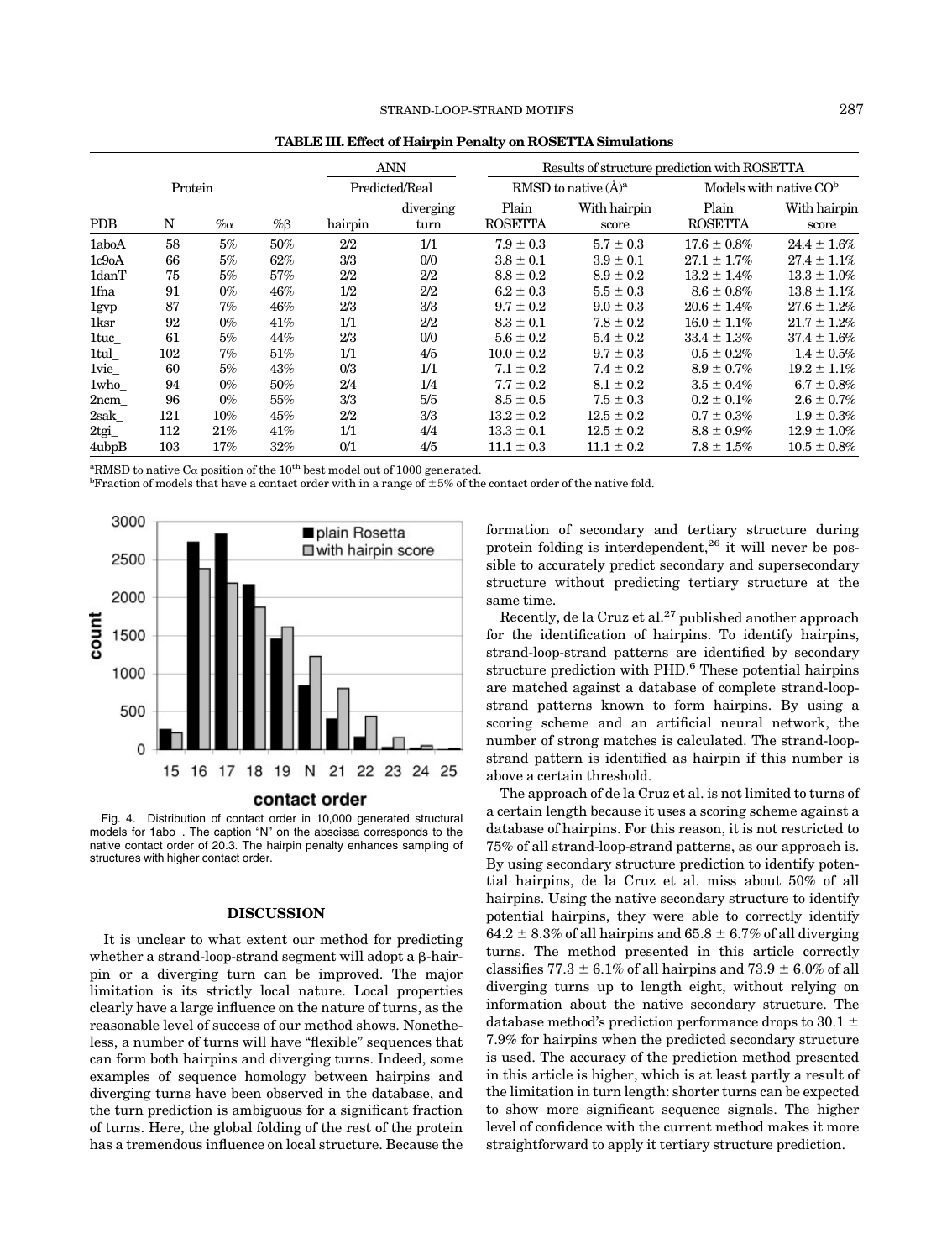**TABLE III. Effect of Hairpin Penalty on ROSETTA Simulations**

| Protein | | | | ANN | | Results of structure prediction with ROSETTA | | | |
|---|---|---|---|---|---|---|---|---|---|
| | | | | Predicted/Real | | RMSD to native (Å)[a] | | Models with native CO[b] | |
| PDB | N | %α | %β | hairpin | diverging turn | Plain ROSETTA | With hairpin score | Plain ROSETTA | With hairpin score |
| 1aboA | 58 | 5% | 50% | 2/2 | 1/1 | 7.9 ± 0.3 | 5.7 ± 0.3 | 17.6 ± 0.8% | 24.4 ± 1.6% |
| 1c9oA | 66 | 5% | 62% | 3/3 | 0/0 | 3.8 ± 0.1 | 3.9 ± 0.1 | 27.1 ± 1.7% | 27.4 ± 1.1% |
| 1danT | 75 | 5% | 57% | 2/2 | 2/2 | 8.8 ± 0.2 | 8.9 ± 0.2 | 13.2 ± 1.4% | 13.3 ± 1.0% |
| 1fna_ | 91 | 0% | 46% | 1/2 | 2/2 | 6.2 ± 0.3 | 5.5 ± 0.3 | 8.6 ± 0.8% | 13.8 ± 1.1% |
| 1gvp_ | 87 | 7% | 46% | 2/3 | 3/3 | 9.7 ± 0.2 | 9.0 ± 0.3 | 20.6 ± 1.4% | 27.6 ± 1.2% |
| 1ksr_ | 92 | 0% | 41% | 1/1 | 2/2 | 8.3 ± 0.1 | 7.8 ± 0.2 | 16.0 ± 1.1% | 21.7 ± 1.2% |
| 1tuc_ | 61 | 5% | 44% | 2/3 | 0/0 | 5.6 ± 0.2 | 5.4 ± 0.2 | 33.4 ± 1.3% | 37.4 ± 1.6% |
| 1tul_ | 102 | 7% | 51% | 1/1 | 4/5 | 10.0 ± 0.2 | 9.7 ± 0.3 | 0.5 ± 0.2% | 1.4 ± 0.5% |
| 1vie_ | 60 | 5% | 43% | 0/3 | 1/1 | 7.1 ± 0.2 | 7.4 ± 0.2 | 8.9 ± 0.7% | 19.2 ± 1.1% |
| 1who_ | 94 | 0% | 50% | 2/4 | 1/4 | 7.7 ± 0.2 | 8.1 ± 0.2 | 3.5 ± 0.4% | 6.7 ± 0.8% |
| 2ncm_ | 96 | 0% | 55% | 3/3 | 5/5 | 8.5 ± 0.5 | 7.5 ± 0.3 | 0.2 ± 0.1% | 2.6 ± 0.7% |
| 2sak_ | 121 | 10% | 45% | 2/2 | 3/3 | 13.2 ± 0.2 | 12.5 ± 0.2 | 0.7 ± 0.3% | 1.9 ± 0.3% |
| 2tgi_ | 112 | 21% | 41% | 1/1 | 4/4 | 13.3 ± 0.1 | 12.5 ± 0.2 | 8.8 ± 0.9% | 12.9 ± 1.0% |
| 4ubpB | 103 | 17% | 32% | 0/1 | 4/5 | 11.1 ± 0.3 | 11.1 ± 0.2 | 7.8 ± 1.5% | 10.5 ± 0.8% |

[a]RMSD to native Cα position of the 10[th] best model out of 1000 generated.
[b]Fraction of models that have a contact order with in a range of ±5% of the contact order of the native fold.

Fig. 4. Distribution of contact order in 10,000 generated structural models for 1abo_. The caption "N" on the abscissa corresponds to the native contact order of 20.3. The hairpin penalty enhances sampling of structures with higher contact order.

## DISCUSSION

It is unclear to what extent our method for predicting whether a strand-loop-strand segment will adopt a β-hairpin or a diverging turn can be improved. The major limitation is its strictly local nature. Local properties clearly have a large influence on the nature of turns, as the reasonable level of success of our method shows. Nonetheless, a number of turns will have "flexible" sequences that can form both hairpins and diverging turns. Indeed, some examples of sequence homology between hairpins and diverging turns have been observed in the database, and the turn prediction is ambiguous for a significant fraction of turns. Here, the global folding of the rest of the protein has a tremendous influence on local structure. Because the formation of secondary and tertiary structure during protein folding is interdependent,[26] it will never be possible to accurately predict secondary and supersecondary structure without predicting tertiary structure at the same time.

Recently, de la Cruz et al.[27] published another approach for the identification of hairpins. To identify hairpins, strand-loop-strand patterns are identified by secondary structure prediction with PHD.[6] These potential hairpins are matched against a database of complete strand-loop-strand patterns known to form hairpins. By using a scoring scheme and an artificial neural network, the number of strong matches is calculated. The strand-loop-strand pattern is identified as hairpin if this number is above a certain threshold.

The approach of de la Cruz et al. is not limited to turns of a certain length because it uses a scoring scheme against a database of hairpins. For this reason, it is not restricted to 75% of all strand-loop-strand patterns, as our approach is. By using secondary structure prediction to identify potential hairpins, de la Cruz et al. miss about 50% of all hairpins. Using the native secondary structure to identify potential hairpins, they were able to correctly identify 64.2 ± 8.3% of all hairpins and 65.8 ± 6.7% of all diverging turns. The method presented in this article correctly classifies 77.3 ± 6.1% of all hairpins and 73.9 ± 6.0% of all diverging turns up to length eight, without relying on information about the native secondary structure. The database method's prediction performance drops to 30.1 ± 7.9% for hairpins when the predicted secondary structure is used. The accuracy of the prediction method presented in this article is higher, which is at least partly a result of the limitation in turn length: shorter turns can be expected to show more significant sequence signals. The higher level of confidence with the current method makes it more straightforward to apply it tertiary structure prediction.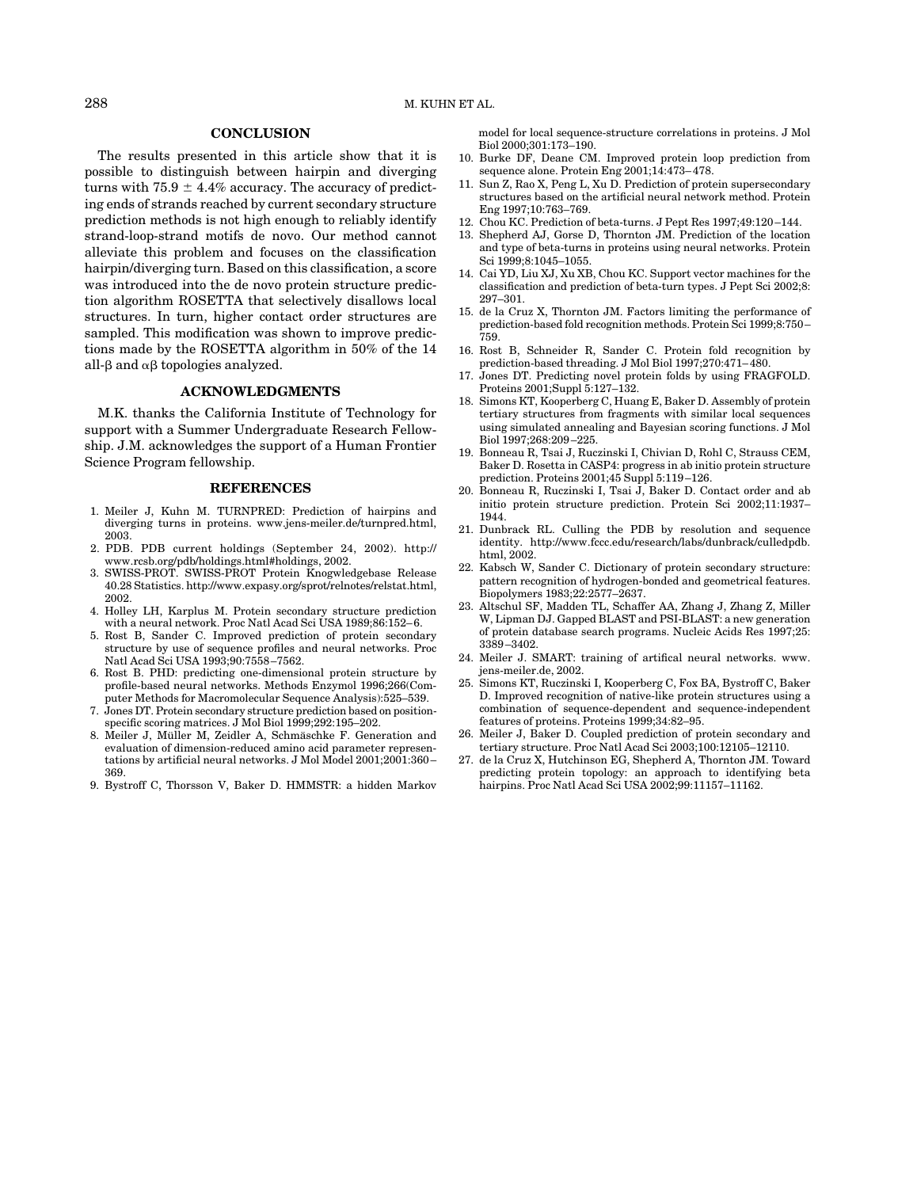## CONCLUSION

The results presented in this article show that it is possible to distinguish between hairpin and diverging turns with $75.9 \pm 4.4\%$ accuracy. The accuracy of predicting ends of strands reached by current secondary structure prediction methods is not high enough to reliably identify strand-loop-strand motifs de novo. Our method cannot alleviate this problem and focuses on the classification hairpin/diverging turn. Based on this classification, a score was introduced into the de novo protein structure prediction algorithm ROSETTA that selectively disallows local structures. In turn, higher contact order structures are sampled. This modification was shown to improve predictions made by the ROSETTA algorithm in 50% of the 14 all-$\beta$ and $\alpha\beta$ topologies analyzed.

## ACKNOWLEDGMENTS

M.K. thanks the California Institute of Technology for support with a Summer Undergraduate Research Fellowship. J.M. acknowledges the support of a Human Frontier Science Program fellowship.

## REFERENCES

1. Meiler J, Kuhn M. TURNPRED: Prediction of hairpins and diverging turns in proteins. www.jens-meiler.de/turnpred.html, 2003.
2. PDB. PDB current holdings (September 24, 2002). http://www.rcsb.org/pdb/holdings.html#holdings, 2002.
3. SWISS-PROT. SWISS-PROT Protein Knogwledgebase Release 40.28 Statistics. http://www.expasy.org/sprot/relnotes/relstat.html, 2002.
4. Holley LH, Karplus M. Protein secondary structure prediction with a neural network. Proc Natl Acad Sci USA 1989;86:152–6.
5. Rost B, Sander C. Improved prediction of protein secondary structure by use of sequence profiles and neural networks. Proc Natl Acad Sci USA 1993;90:7558–7562.
6. Rost B. PHD: predicting one-dimensional protein structure by profile-based neural networks. Methods Enzymol 1996;266(Computer Methods for Macromolecular Sequence Analysis):525–539.
7. Jones DT. Protein secondary structure prediction based on position-specific scoring matrices. J Mol Biol 1999;292:195–202.
8. Meiler J, Müller M, Zeidler A, Schmäschke F. Generation and evaluation of dimension-reduced amino acid parameter representations by artificial neural networks. J Mol Model 2001;2001:360–369.
9. Bystroff C, Thorsson V, Baker D. HMMSTR: a hidden Markov model for local sequence-structure correlations in proteins. J Mol Biol 2000;301:173–190.
10. Burke DF, Deane CM. Improved protein loop prediction from sequence alone. Protein Eng 2001;14:473–478.
11. Sun Z, Rao X, Peng L, Xu D. Prediction of protein supersecondary structures based on the artificial neural network method. Protein Eng 1997;10:763–769.
12. Chou KC. Prediction of beta-turns. J Pept Res 1997;49:120–144.
13. Shepherd AJ, Gorse D, Thornton JM. Prediction of the location and type of beta-turns in proteins using neural networks. Protein Sci 1999;8:1045–1055.
14. Cai YD, Liu XJ, Xu XB, Chou KC. Support vector machines for the classification and prediction of beta-turn types. J Pept Sci 2002;8:297–301.
15. de la Cruz X, Thornton JM. Factors limiting the performance of prediction-based fold recognition methods. Protein Sci 1999;8:750–759.
16. Rost B, Schneider R, Sander C. Protein fold recognition by prediction-based threading. J Mol Biol 1997;270:471–480.
17. Jones DT. Predicting novel protein folds by using FRAGFOLD. Proteins 2001;Suppl 5:127–132.
18. Simons KT, Kooperberg C, Huang E, Baker D. Assembly of protein tertiary structures from fragments with similar local sequences using simulated annealing and Bayesian scoring functions. J Mol Biol 1997;268:209–225.
19. Bonneau R, Tsai J, Ruczinski I, Chivian D, Rohl C, Strauss CEM, Baker D. Rosetta in CASP4: progress in ab initio protein structure prediction. Proteins 2001;45 Suppl 5:119–126.
20. Bonneau R, Ruczinski I, Tsai J, Baker D. Contact order and ab initio protein structure prediction. Protein Sci 2002;11:1937–1944.
21. Dunbrack RL. Culling the PDB by resolution and sequence identity. http://www.fccc.edu/research/labs/dunbrack/culledpdb.html, 2002.
22. Kabsch W, Sander C. Dictionary of protein secondary structure: pattern recognition of hydrogen-bonded and geometrical features. Biopolymers 1983;22:2577–2637.
23. Altschul SF, Madden TL, Schaffer AA, Zhang J, Zhang Z, Miller W, Lipman DJ. Gapped BLAST and PSI-BLAST: a new generation of protein database search programs. Nucleic Acids Res 1997;25:3389–3402.
24. Meiler J. SMART: training of artifical neural networks. www.jens-meiler.de, 2002.
25. Simons KT, Ruczinski I, Kooperberg C, Fox BA, Bystroff C, Baker D. Improved recognition of native-like protein structures using a combination of sequence-dependent and sequence-independent features of proteins. Proteins 1999;34:82–95.
26. Meiler J, Baker D. Coupled prediction of protein secondary and tertiary structure. Proc Natl Acad Sci 2003;100:12105–12110.
27. de la Cruz X, Hutchinson EG, Shepherd A, Thornton JM. Toward predicting protein topology: an approach to identifying beta hairpins. Proc Natl Acad Sci USA 2002;99:11157–11162.